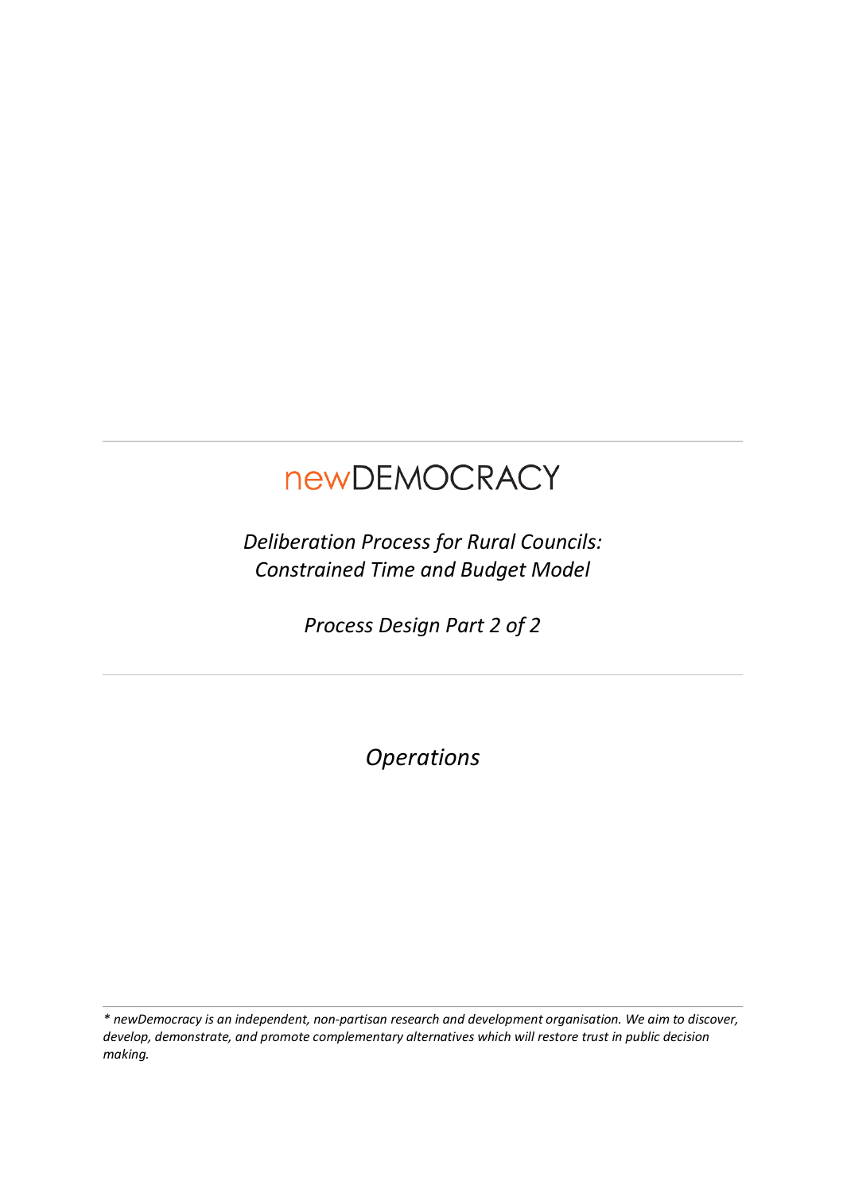# newDEMOCRACY

*Deliberation Process for Rural Councils: Constrained Time and Budget Model*

*Process Design Part 2 of 2*

*Operations*

---

*\* newDemocracy is an independent, non-partisan research and development organisation. We aim to discover, develop, demonstrate, and promote complementary alternatives which will restore trust in public decision making.*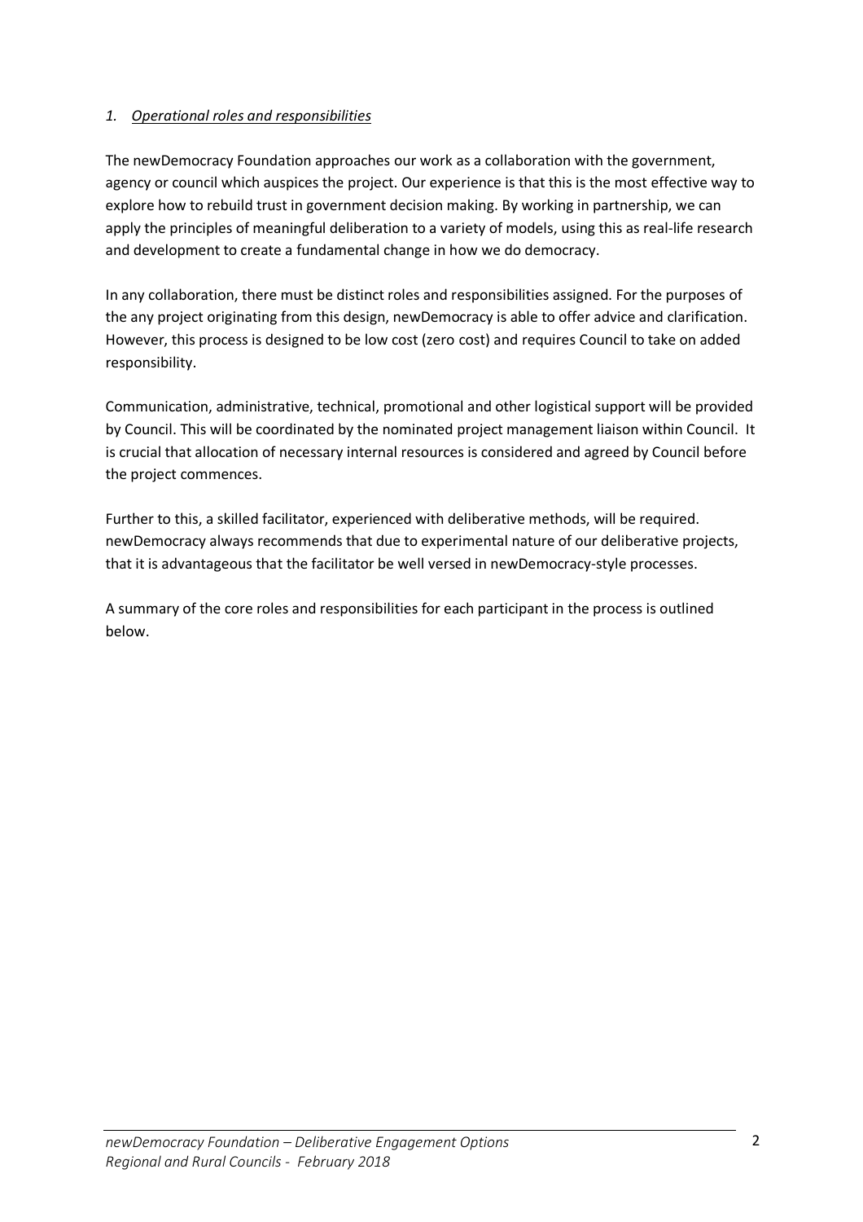## *1. Operational roles and responsibilities*

The newDemocracy Foundation approaches our work as a collaboration with the government, agency or council which auspices the project. Our experience is that this is the most effective way to explore how to rebuild trust in government decision making. By working in partnership, we can apply the principles of meaningful deliberation to a variety of models, using this as real-life research and development to create a fundamental change in how we do democracy.

In any collaboration, there must be distinct roles and responsibilities assigned. For the purposes of the any project originating from this design, newDemocracy is able to offer advice and clarification. However, this process is designed to be low cost (zero cost) and requires Council to take on added responsibility.

Communication, administrative, technical, promotional and other logistical support will be provided by Council. This will be coordinated by the nominated project management liaison within Council. It is crucial that allocation of necessary internal resources is considered and agreed by Council before the project commences.

Further to this, a skilled facilitator, experienced with deliberative methods, will be required. newDemocracy always recommends that due to experimental nature of our deliberative projects, that it is advantageous that the facilitator be well versed in newDemocracy-style processes.

A summary of the core roles and responsibilities for each participant in the process is outlined below.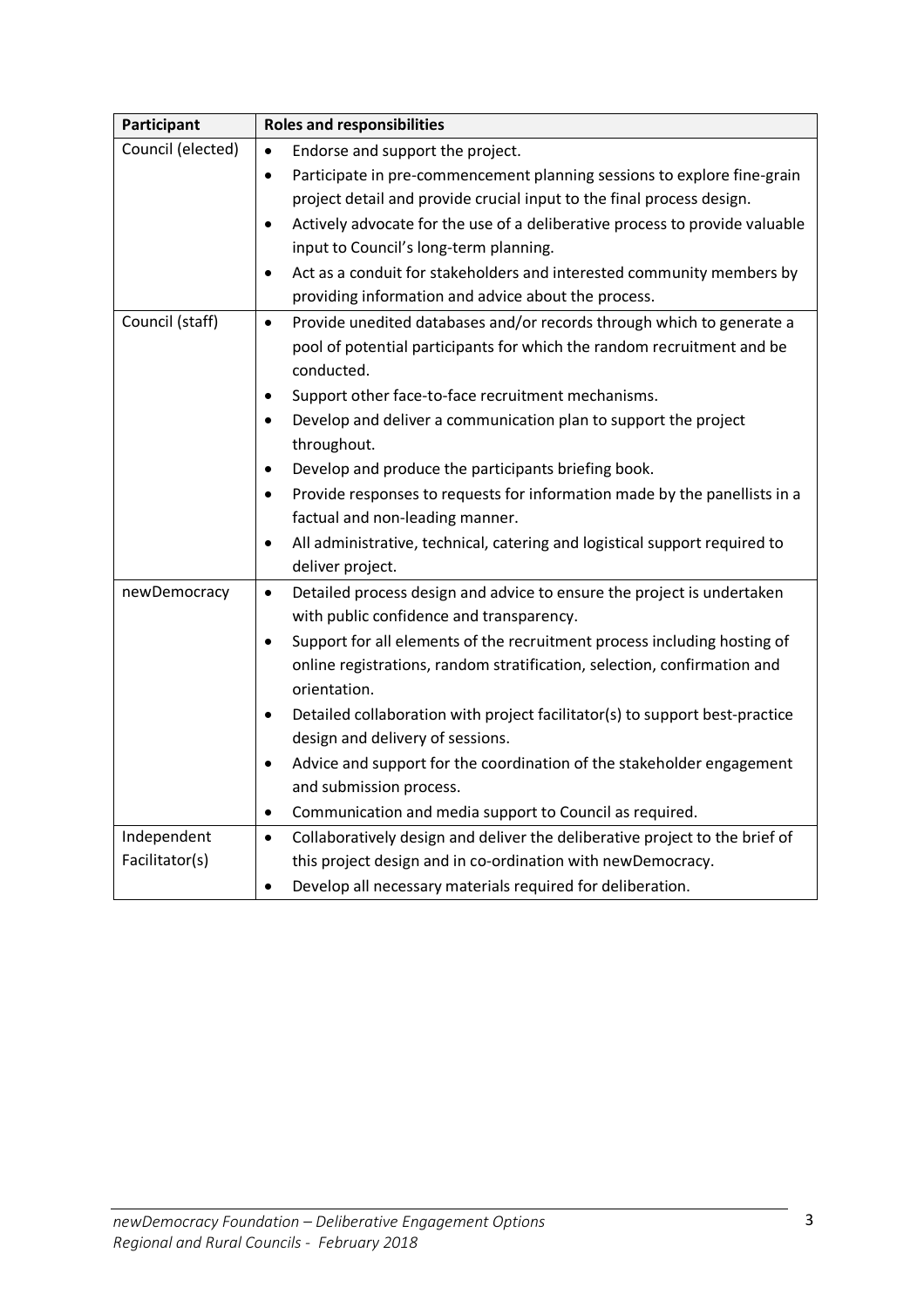| Participant | Roles and responsibilities |
|---|---|
| Council (elected) | • Endorse and support the project.<br>• Participate in pre-commencement planning sessions to explore fine-grain project detail and provide crucial input to the final process design.<br>• Actively advocate for the use of a deliberative process to provide valuable input to Council's long-term planning.<br>• Act as a conduit for stakeholders and interested community members by providing information and advice about the process. |
| Council (staff) | • Provide unedited databases and/or records through which to generate a pool of potential participants for which the random recruitment and be conducted.<br>• Support other face-to-face recruitment mechanisms.<br>• Develop and deliver a communication plan to support the project throughout.<br>• Develop and produce the participants briefing book.<br>• Provide responses to requests for information made by the panellists in a factual and non-leading manner.<br>• All administrative, technical, catering and logistical support required to deliver project. |
| newDemocracy | • Detailed process design and advice to ensure the project is undertaken with public confidence and transparency.<br>• Support for all elements of the recruitment process including hosting of online registrations, random stratification, selection, confirmation and orientation.<br>• Detailed collaboration with project facilitator(s) to support best-practice design and delivery of sessions.<br>• Advice and support for the coordination of the stakeholder engagement and submission process.<br>• Communication and media support to Council as required. |
| Independent Facilitator(s) | • Collaboratively design and deliver the deliberative project to the brief of this project design and in co-ordination with newDemocracy.<br>• Develop all necessary materials required for deliberation. |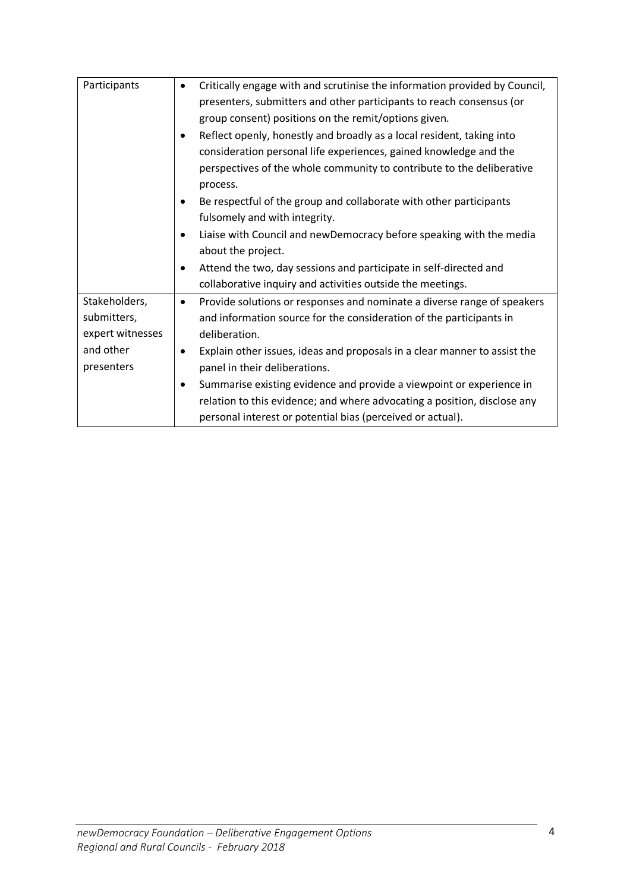| Participants | • Critically engage with and scrutinise the information provided by Council, presenters, submitters and other participants to reach consensus (or group consent) positions on the remit/options given.<br>• Reflect openly, honestly and broadly as a local resident, taking into consideration personal life experiences, gained knowledge and the perspectives of the whole community to contribute to the deliberative process.<br>• Be respectful of the group and collaborate with other participants fulsomely and with integrity.<br>• Liaise with Council and newDemocracy before speaking with the media about the project.<br>• Attend the two, day sessions and participate in self-directed and collaborative inquiry and activities outside the meetings. |
|---|---|
| Stakeholders, submitters, expert witnesses and other presenters | • Provide solutions or responses and nominate a diverse range of speakers and information source for the consideration of the participants in deliberation.<br>• Explain other issues, ideas and proposals in a clear manner to assist the panel in their deliberations.<br>• Summarise existing evidence and provide a viewpoint or experience in relation to this evidence; and where advocating a position, disclose any personal interest or potential bias (perceived or actual). |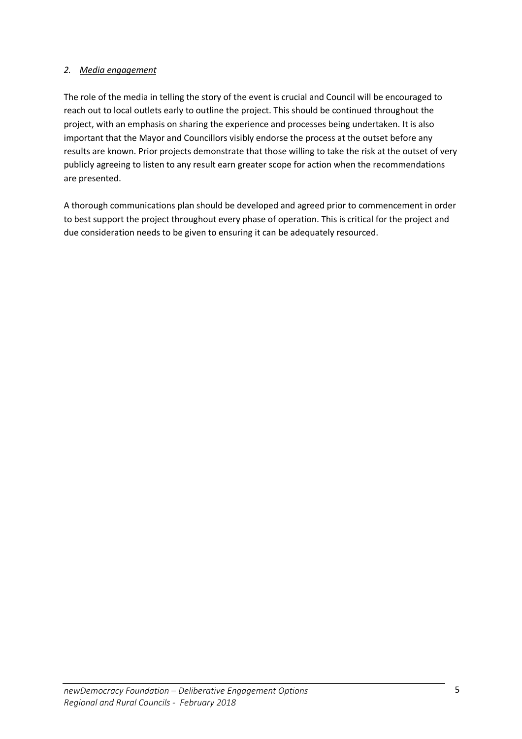### *2. <u>Media engagement</u>*

The role of the media in telling the story of the event is crucial and Council will be encouraged to reach out to local outlets early to outline the project. This should be continued throughout the project, with an emphasis on sharing the experience and processes being undertaken. It is also important that the Mayor and Councillors visibly endorse the process at the outset before any results are known. Prior projects demonstrate that those willing to take the risk at the outset of very publicly agreeing to listen to any result earn greater scope for action when the recommendations are presented.

A thorough communications plan should be developed and agreed prior to commencement in order to best support the project throughout every phase of operation. This is critical for the project and due consideration needs to be given to ensuring it can be adequately resourced.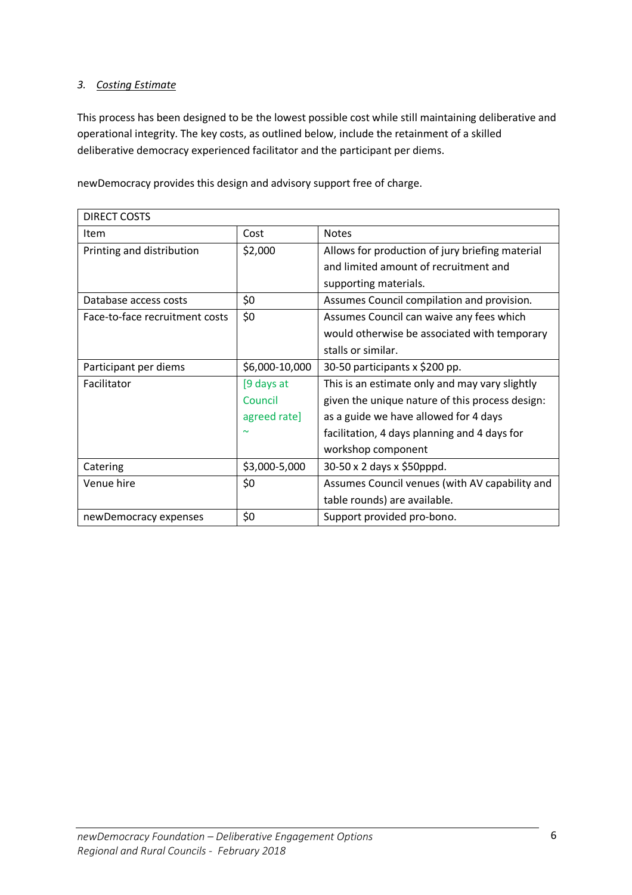### *3. Costing Estimate*

This process has been designed to be the lowest possible cost while still maintaining deliberative and operational integrity. The key costs, as outlined below, include the retainment of a skilled deliberative democracy experienced facilitator and the participant per diems.

newDemocracy provides this design and advisory support free of charge.

| DIRECT COSTS | | |
|---|---|---|
| Item | Cost | Notes |
| Printing and distribution | $2,000 | Allows for production of jury briefing material and limited amount of recruitment and supporting materials. |
| Database access costs | $0 | Assumes Council compilation and provision. |
| Face-to-face recruitment costs | $0 | Assumes Council can waive any fees which would otherwise be associated with temporary stalls or similar. |
| Participant per diems | $6,000-10,000 | 30-50 participants x $200 pp. |
| Facilitator | [9 days at Council agreed rate] ~ | This is an estimate only and may vary slightly given the unique nature of this process design: as a guide we have allowed for 4 days facilitation, 4 days planning and 4 days for workshop component |
| Catering | $3,000-5,000 | 30-50 x 2 days x $50pppd. |
| Venue hire | $0 | Assumes Council venues (with AV capability and table rounds) are available. |
| newDemocracy expenses | $0 | Support provided pro-bono. |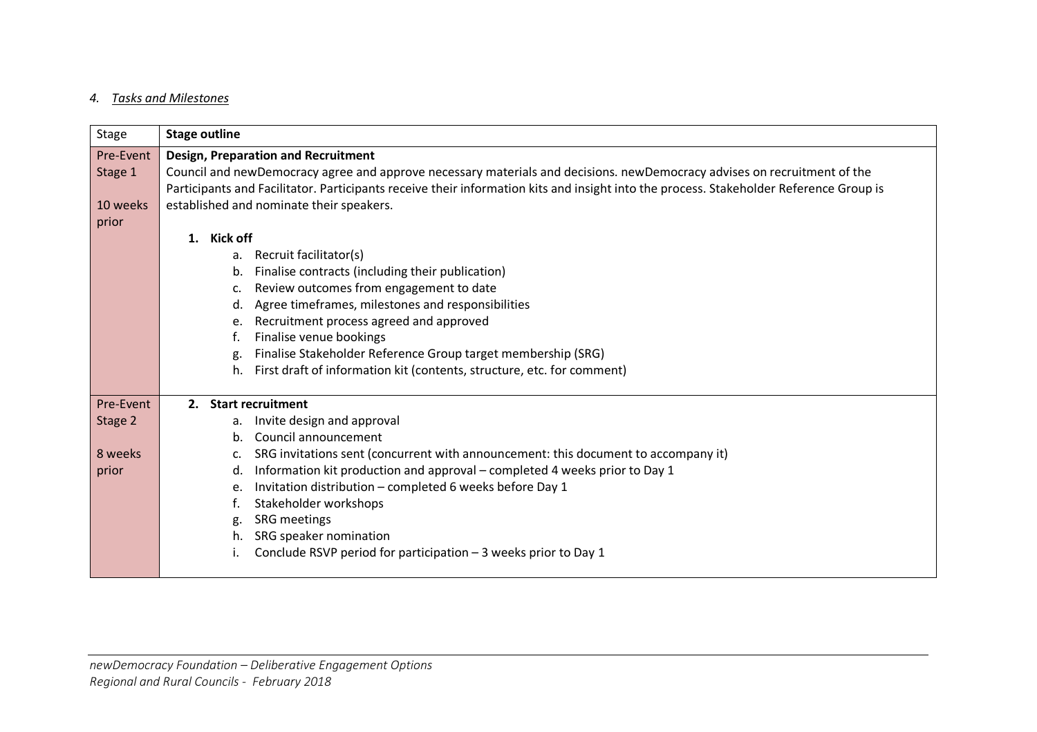*4. Tasks and Milestones*

| Stage | Stage outline |
|---|---|
| Pre-Event Stage 1<br><br>10 weeks prior | **Design, Preparation and Recruitment**<br>Council and newDemocracy agree and approve necessary materials and decisions. newDemocracy advises on recruitment of the Participants and Facilitator. Participants receive their information kits and insight into the process. Stakeholder Reference Group is established and nominate their speakers.<br><br>**1. Kick off**<br>a. Recruit facilitator(s)<br>b. Finalise contracts (including their publication)<br>c. Review outcomes from engagement to date<br>d. Agree timeframes, milestones and responsibilities<br>e. Recruitment process agreed and approved<br>f. Finalise venue bookings<br>g. Finalise Stakeholder Reference Group target membership (SRG)<br>h. First draft of information kit (contents, structure, etc. for comment) |
| Pre-Event Stage 2<br><br>8 weeks prior | **2. Start recruitment**<br>a. Invite design and approval<br>b. Council announcement<br>c. SRG invitations sent (concurrent with announcement: this document to accompany it)<br>d. Information kit production and approval – completed 4 weeks prior to Day 1<br>e. Invitation distribution – completed 6 weeks before Day 1<br>f. Stakeholder workshops<br>g. SRG meetings<br>h. SRG speaker nomination<br>i. Conclude RSVP period for participation – 3 weeks prior to Day 1 |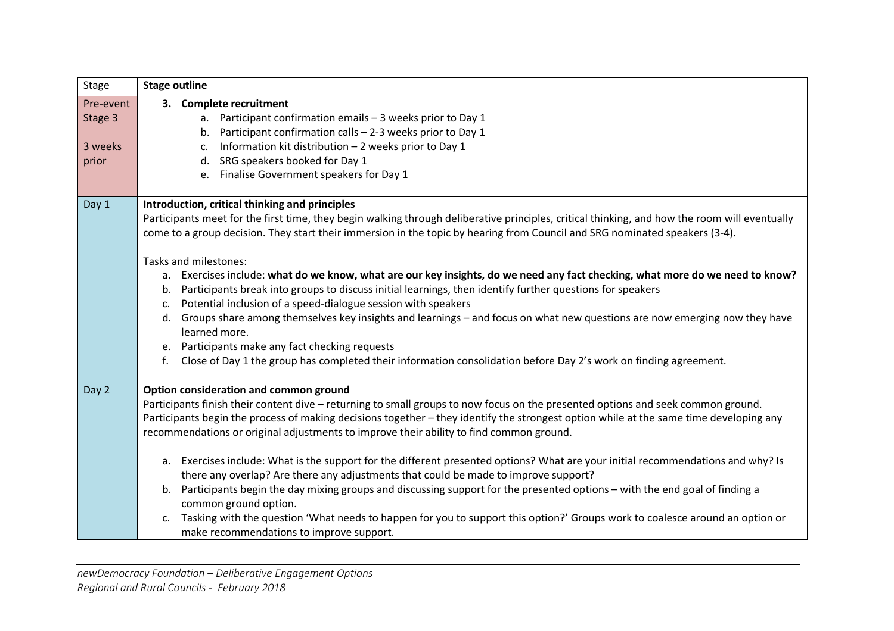| Stage | Stage outline |
|---|---|
| Pre-event Stage 3<br><br>3 weeks prior | **3. Complete recruitment**<br>a. Participant confirmation emails – 3 weeks prior to Day 1<br>b. Participant confirmation calls – 2-3 weeks prior to Day 1<br>c. Information kit distribution – 2 weeks prior to Day 1<br>d. SRG speakers booked for Day 1<br>e. Finalise Government speakers for Day 1 |
| Day 1 | **Introduction, critical thinking and principles**<br>Participants meet for the first time, they begin walking through deliberative principles, critical thinking, and how the room will eventually come to a group decision. They start their immersion in the topic by hearing from Council and SRG nominated speakers (3-4).<br><br>Tasks and milestones:<br>a. Exercises include: **what do we know, what are our key insights, do we need any fact checking, what more do we need to know?**<br>b. Participants break into groups to discuss initial learnings, then identify further questions for speakers<br>c. Potential inclusion of a speed-dialogue session with speakers<br>d. Groups share among themselves key insights and learnings – and focus on what new questions are now emerging now they have learned more.<br>e. Participants make any fact checking requests<br>f. Close of Day 1 the group has completed their information consolidation before Day 2's work on finding agreement. |
| Day 2 | **Option consideration and common ground**<br>Participants finish their content dive – returning to small groups to now focus on the presented options and seek common ground. Participants begin the process of making decisions together – they identify the strongest option while at the same time developing any recommendations or original adjustments to improve their ability to find common ground.<br><br>a. Exercises include: What is the support for the different presented options? What are your initial recommendations and why? Is there any overlap? Are there any adjustments that could be made to improve support?<br>b. Participants begin the day mixing groups and discussing support for the presented options – with the end goal of finding a common ground option.<br>c. Tasking with the question 'What needs to happen for you to support this option?' Groups work to coalesce around an option or make recommendations to improve support. |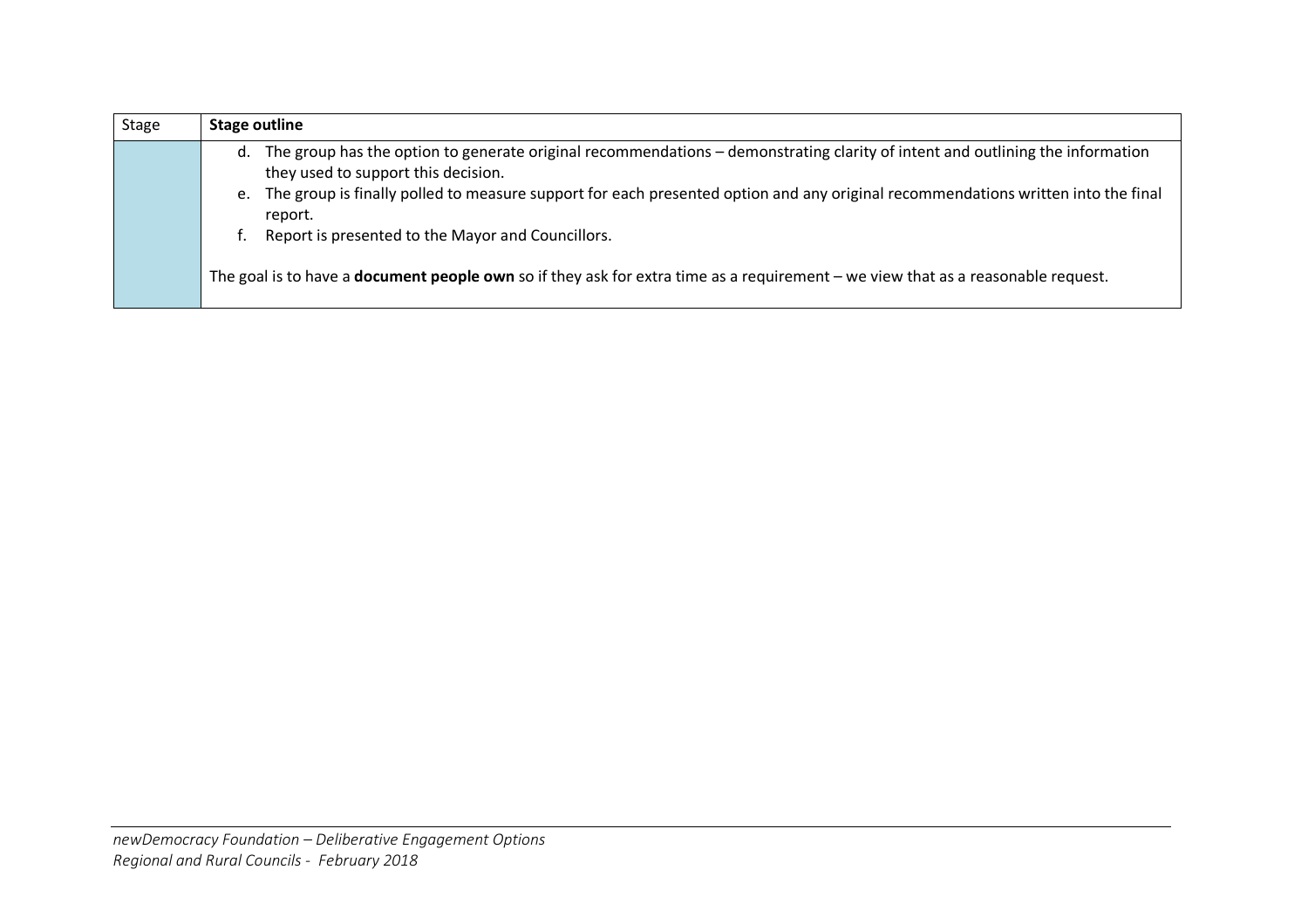| Stage | **Stage outline** |
| --- | --- |
| | d. The group has the option to generate original recommendations – demonstrating clarity of intent and outlining the information they used to support this decision.<br>e. The group is finally polled to measure support for each presented option and any original recommendations written into the final report.<br>f. Report is presented to the Mayor and Councillors.<br><br>The goal is to have a **document people own** so if they ask for extra time as a requirement – we view that as a reasonable request. |